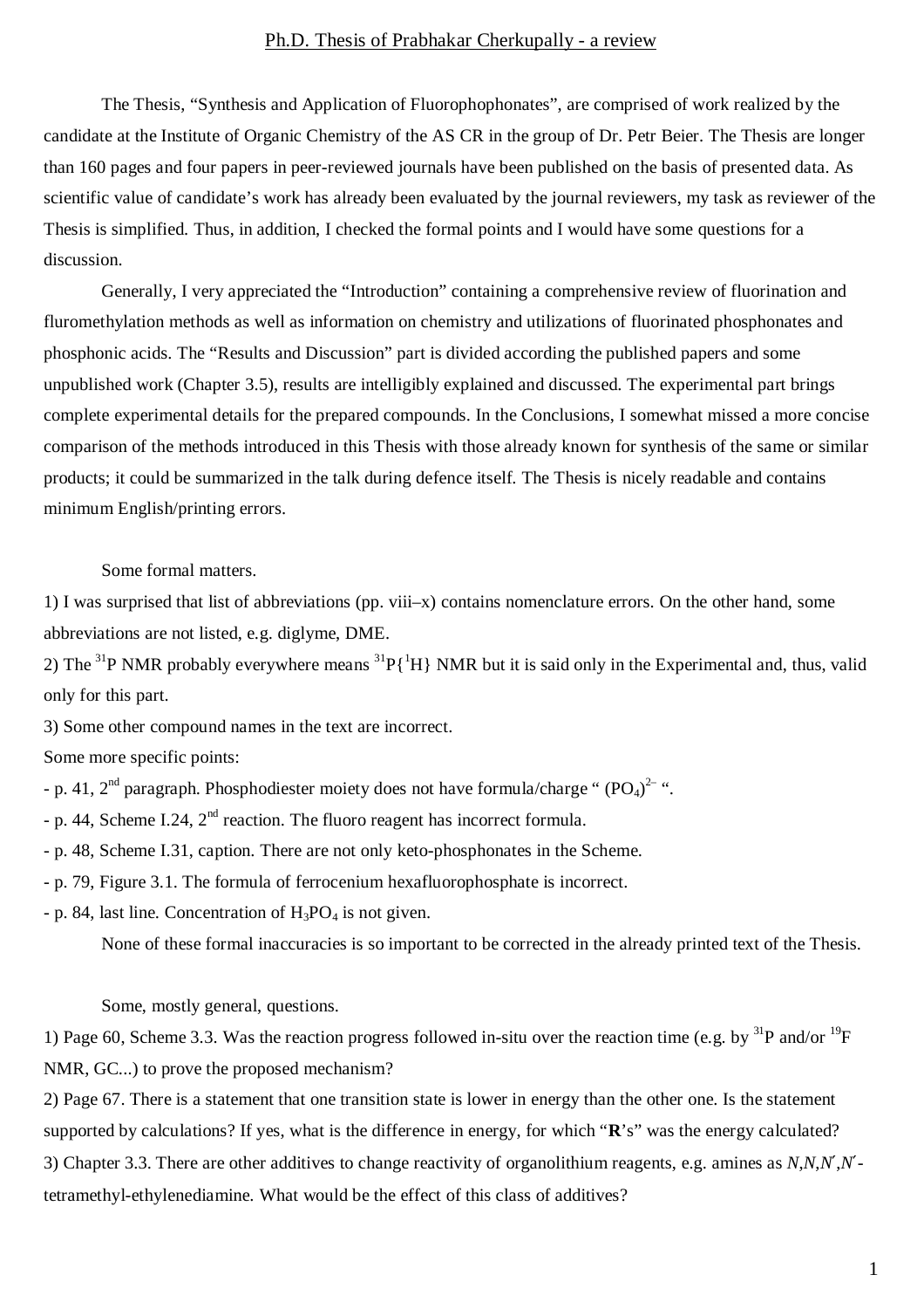# Ph.D. Thesis of Prabhakar Cherkupally - a review

The Thesis, “Synthesis and Application of Fluorophophonates”, are comprised of work realized by the candidate at the Institute of Organic Chemistry of the AS CR in the group of Dr. Petr Beier. The Thesis are longer than 160 pages and four papers in peer-reviewed journals have been published on the basis of presented data. As scientific value of candidate’s work has already been evaluated by the journal reviewers, my task as reviewer of the Thesis is simplified. Thus, in addition, I checked the formal points and I would have some questions for a discussion.

Generally, I very appreciated the “Introduction” containing a comprehensive review of fluorination and fluromethylation methods as well as information on chemistry and utilizations of fluorinated phosphonates and phosphonic acids. The “Results and Discussion” part is divided according the published papers and some unpublished work (Chapter 3.5), results are intelligibly explained and discussed. The experimental part brings complete experimental details for the prepared compounds. In the Conclusions, I somewhat missed a more concise comparison of the methods introduced in this Thesis with those already known for synthesis of the same or similar products; it could be summarized in the talk during defence itself. The Thesis is nicely readable and contains minimum English/printing errors.

Some formal matters.

1) I was surprised that list of abbreviations (pp. viii–x) contains nomenclature errors. On the other hand, some abbreviations are not listed, e.g. diglyme, DME.

2) The $^{31}P$ NMR probably everywhere means $^{31}P\{^{1}H\}$ NMR but it is said only in the Experimental and, thus, valid only for this part.

3) Some other compound names in the text are incorrect.

Some more specific points:

- p. 41, 2nd paragraph. Phosphodiester moiety does not have formula/charge “ $(PO_4)^{2-}$ “.
- p. 44, Scheme I.24, 2nd reaction. The fluoro reagent has incorrect formula.
- p. 48, Scheme I.31, caption. There are not only keto-phosphonates in the Scheme.
- p. 79, Figure 3.1. The formula of ferrocenium hexafluorophosphate is incorrect.
- p. 84, last line. Concentration of $H_3PO_4$ is not given.

None of these formal inaccuracies is so important to be corrected in the already printed text of the Thesis.

Some, mostly general, questions.

1) Page 60, Scheme 3.3. Was the reaction progress followed in-situ over the reaction time (e.g. by $^{31}P$ and/or $^{19}F$ NMR, GC...) to prove the proposed mechanism?

2) Page 67. There is a statement that one transition state is lower in energy than the other one. Is the statement supported by calculations? If yes, what is the difference in energy, for which “**R**’s” was the energy calculated?

3) Chapter 3.3. There are other additives to change reactivity of organolithium reagents, e.g. amines as *N*,*N*,*N*′,*N*′-tetramethyl-ethylenediamine. What would be the effect of this class of additives?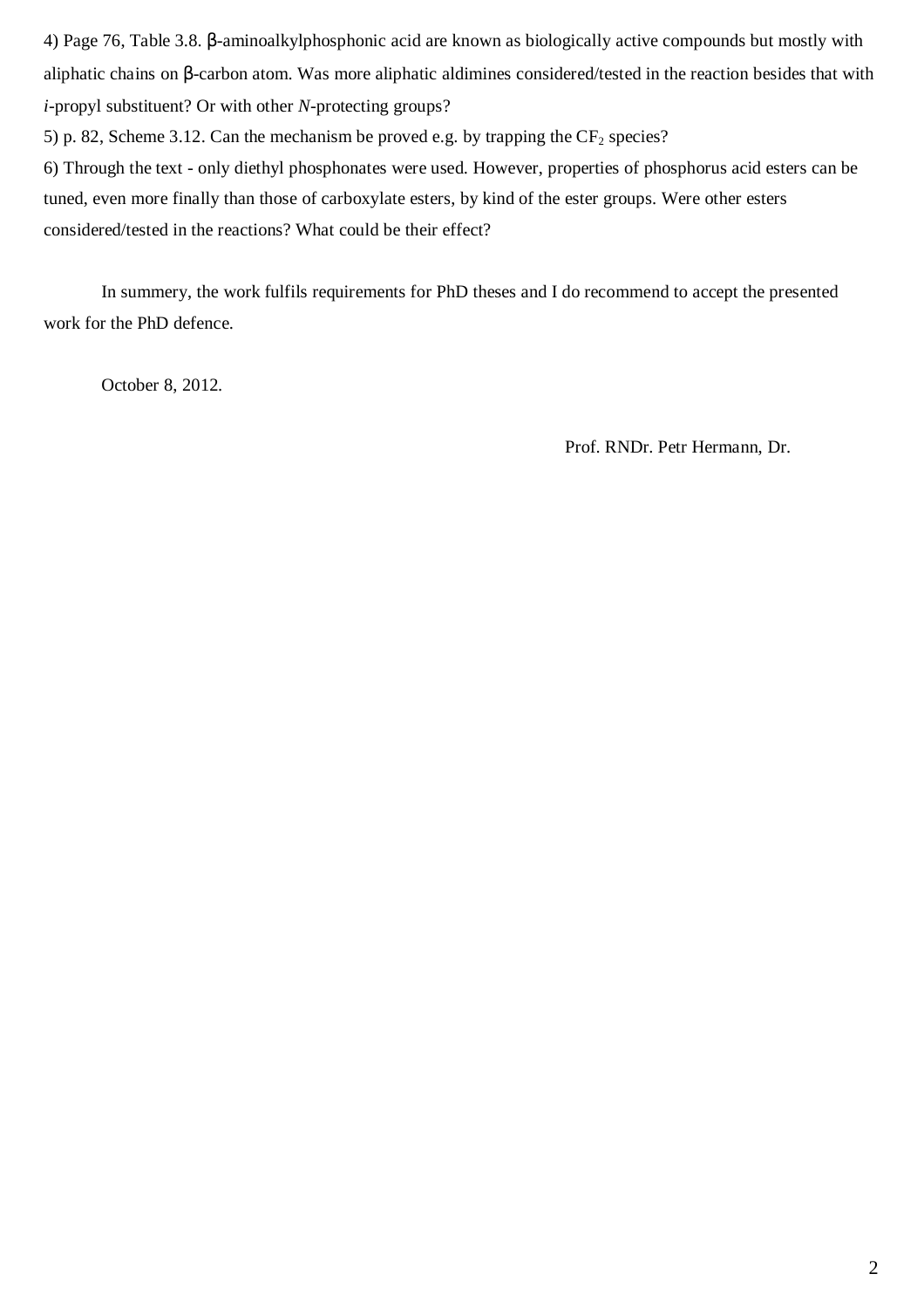4) Page 76, Table 3.8. β-aminoalkylphosphonic acid are known as biologically active compounds but mostly with aliphatic chains on β-carbon atom. Was more aliphatic aldimines considered/tested in the reaction besides that with *i*-propyl substituent? Or with other *N*-protecting groups?

5) p. 82, Scheme 3.12. Can the mechanism be proved e.g. by trapping the $CF_2$ species?

6) Through the text - only diethyl phosphonates were used. However, properties of phosphorus acid esters can be tuned, even more finally than those of carboxylate esters, by kind of the ester groups. Were other esters considered/tested in the reactions? What could be their effect?

In summery, the work fulfils requirements for PhD theses and I do recommend to accept the presented work for the PhD defence.

October 8, 2012.

Prof. RNDr. Petr Hermann, Dr.